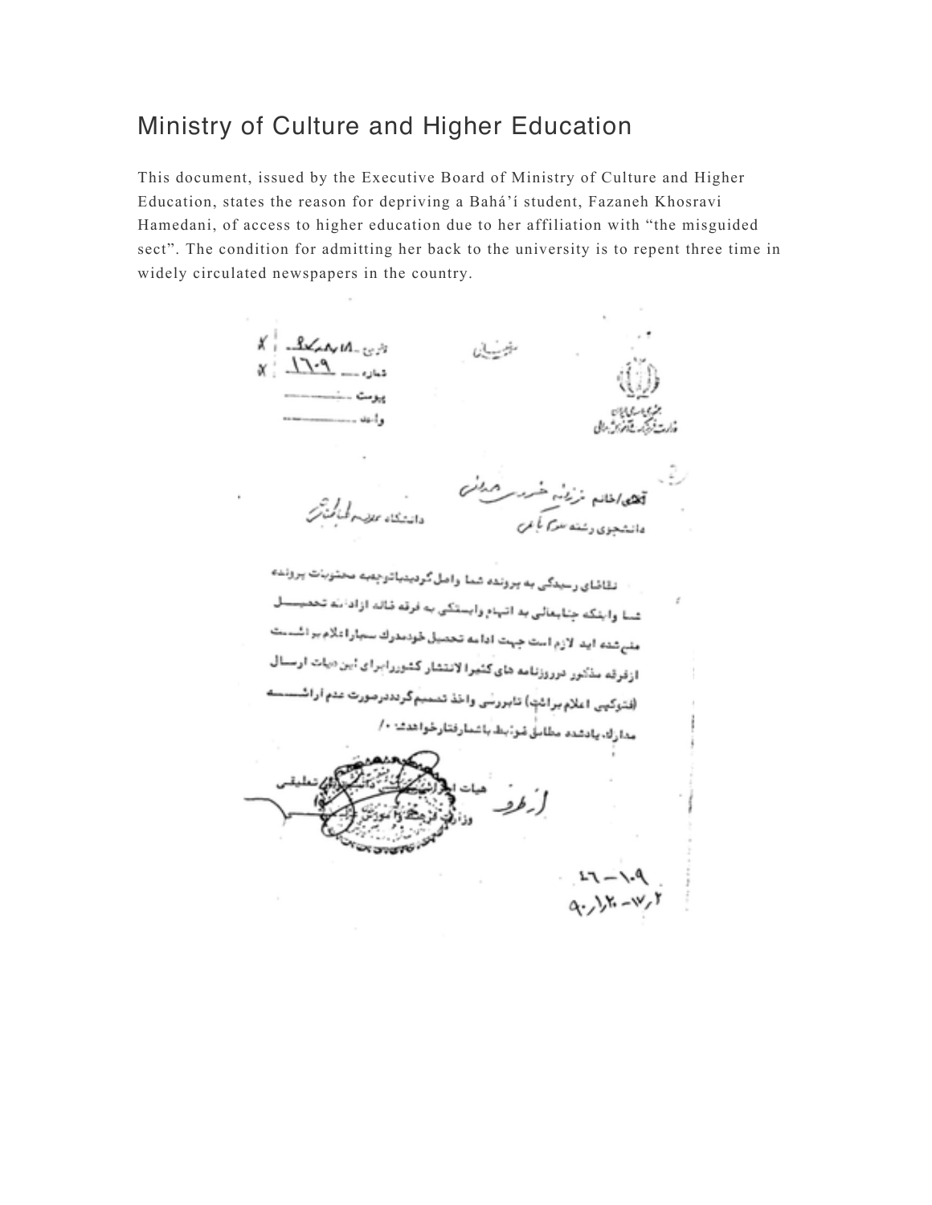# Ministry of Culture and Higher Education

This document, issued by the Executive Board of Ministry of Culture and Higher Education, states the reason for depriving a Bahá'í student, Fazaneh Khosravi Hamedani, of access to higher education due to her affiliation with "the misguided sect". The condition for admitting her back to the university is to repent three time in widely circulated newspapers in the country.

تاریخ ۶۲/۸/۱۸
شماره ۱۶۰۹
پیوست
واحد

جمهوری اسلامی ایران
وزارت فرهنگ و آموزش عالی

آقای/خانم فرزانه خسروی همدانی
دانشجوی رشته
دانشگاه

تقاضای رسیدگی به پرونده شما واصل گردید با توجه به محتویات پرونده شما و اینکه جنابعالی به اتهام وابستگی به فرقه ضاله از ادامه تحصیل منع شده اید لازم است جهت ادامه تحصیل خودمدرک سه بار اعلام برائت از فرقه مذکور در روزنامه های کثیرالانتشار کشور را برای این هیات ارسال (فتوکپی اعلام برائت) تا بررسی و اخذ تصمیم گردد در صورت عدم ارائه مدارک، یادشده مطابق ضوابط با شما رفتار خواهد شد./

هیات اجرائی ... تعلیقی
وزارت فرهنگ و آموزش عالی

۴۶–۱۰۹
۹۰،۱،۲۰–۱۷،۲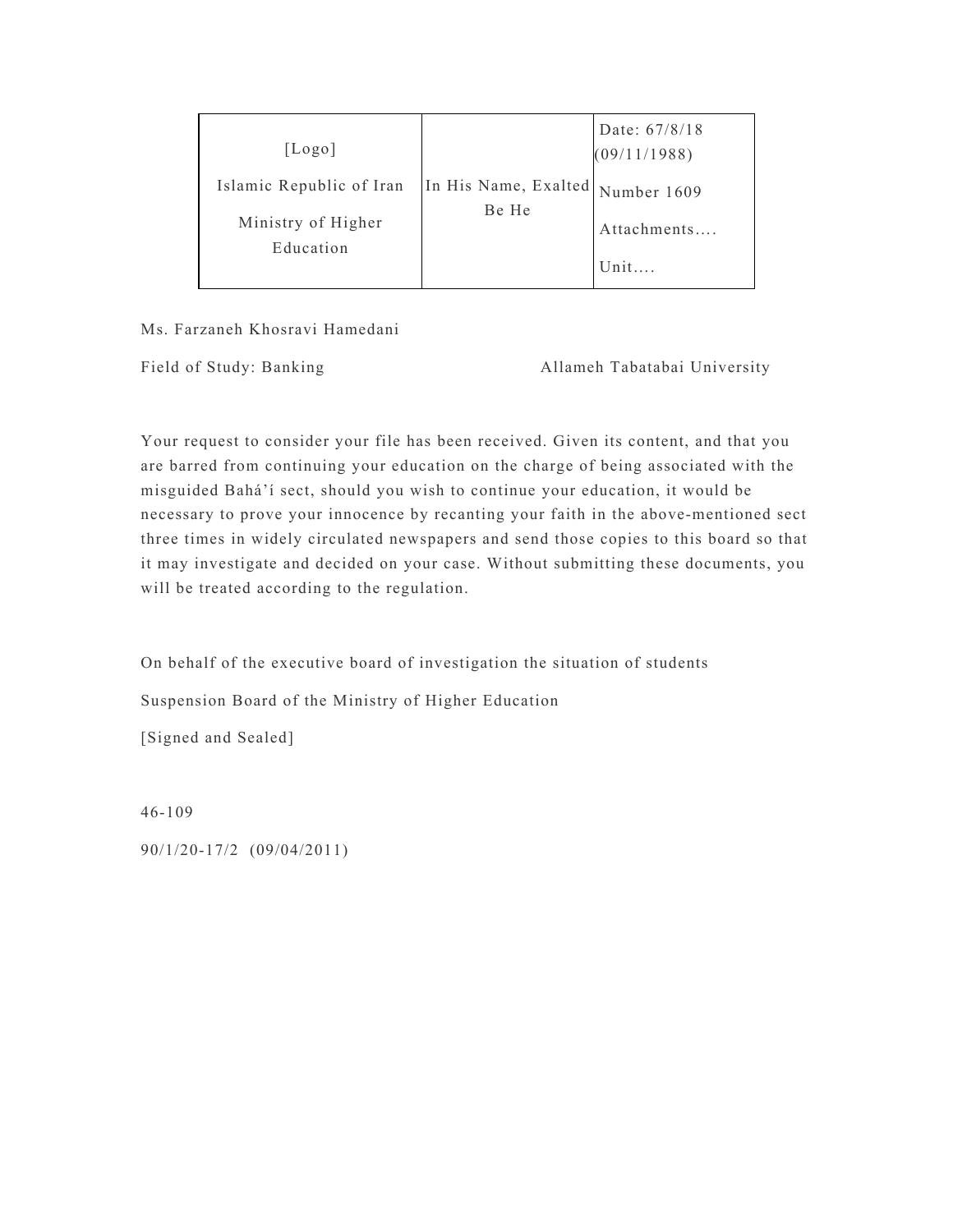| | | |
|---|---|---|
| [Logo]<br><br>Islamic Republic of Iran<br><br>Ministry of Higher Education | In His Name, Exalted Be He | Date: 67/8/18 (09/11/1988)<br><br>Number 1609<br><br>Attachments….<br><br>Unit…. |

Ms. Farzaneh Khosravi Hamedani

Field of Study: Banking

Allameh Tabatabai University

Your request to consider your file has been received. Given its content, and that you are barred from continuing your education on the charge of being associated with the misguided Bahá'í sect, should you wish to continue your education, it would be necessary to prove your innocence by recanting your faith in the above-mentioned sect three times in widely circulated newspapers and send those copies to this board so that it may investigate and decided on your case. Without submitting these documents, you will be treated according to the regulation.

On behalf of the executive board of investigation the situation of students

Suspension Board of the Ministry of Higher Education

[Signed and Sealed]

46-109

90/1/20-17/2 (09/04/2011)